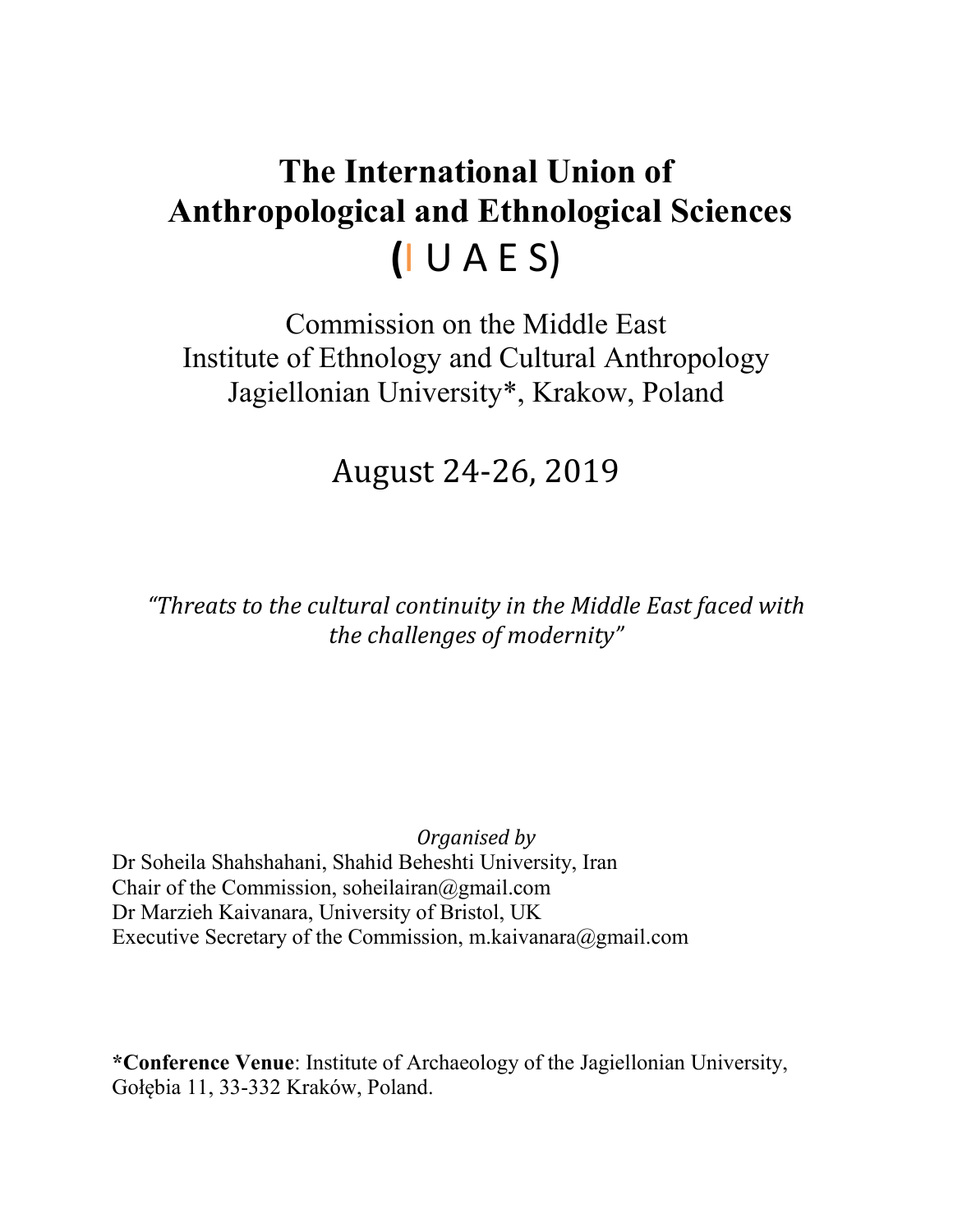# The International Union of Anthropological and Ethnological Sciences (I U A E S)

Commission on the Middle East
Institute of Ethnology and Cultural Anthropology
Jagiellonian University*, Krakow, Poland

August 24-26, 2019

*"Threats to the cultural continuity in the Middle East faced with the challenges of modernity"*

*Organised by*

Dr Soheila Shahshahani, Shahid Beheshti University, Iran
Chair of the Commission, soheilairan@gmail.com
Dr Marzieh Kaivanara, University of Bristol, UK
Executive Secretary of the Commission, m.kaivanara@gmail.com

***Conference Venue**: Institute of Archaeology of the Jagiellonian University, Gołębia 11, 33-332 Kraków, Poland.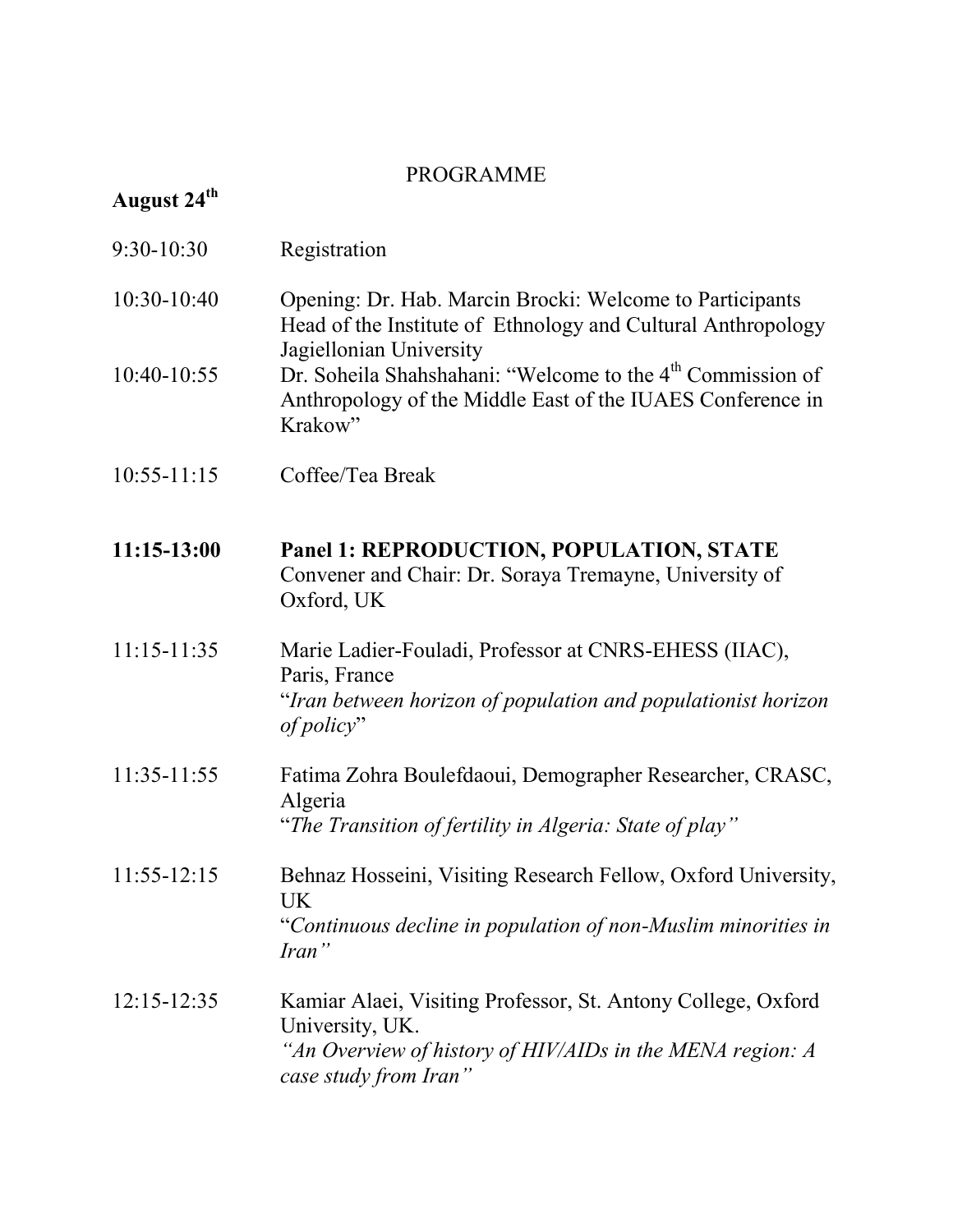PROGRAMME

**August 24th**

9:30-10:30 Registration

10:30-10:40 Opening: Dr. Hab. Marcin Brocki: Welcome to Participants
Head of the Institute of Ethnology and Cultural Anthropology
Jagiellonian University

10:40-10:55 Dr. Soheila Shahshahani: "Welcome to the 4th Commission of Anthropology of the Middle East of the IUAES Conference in Krakow"

10:55-11:15 Coffee/Tea Break

**11:15-13:00** **Panel 1: REPRODUCTION, POPULATION, STATE**
Convener and Chair: Dr. Soraya Tremayne, University of Oxford, UK

11:15-11:35 Marie Ladier-Fouladi, Professor at CNRS-EHESS (IIAC), Paris, France
"*Iran between horizon of population and populationist horizon of policy*"

11:35-11:55 Fatima Zohra Boulefdaoui, Demographer Researcher, CRASC, Algeria
"*The Transition of fertility in Algeria: State of play"*

11:55-12:15 Behnaz Hosseini, Visiting Research Fellow, Oxford University, UK
"*Continuous decline in population of non-Muslim minorities in Iran"*

12:15-12:35 Kamiar Alaei, Visiting Professor, St. Antony College, Oxford University, UK.
*"An Overview of history of HIV/AIDs in the MENA region: A case study from Iran"*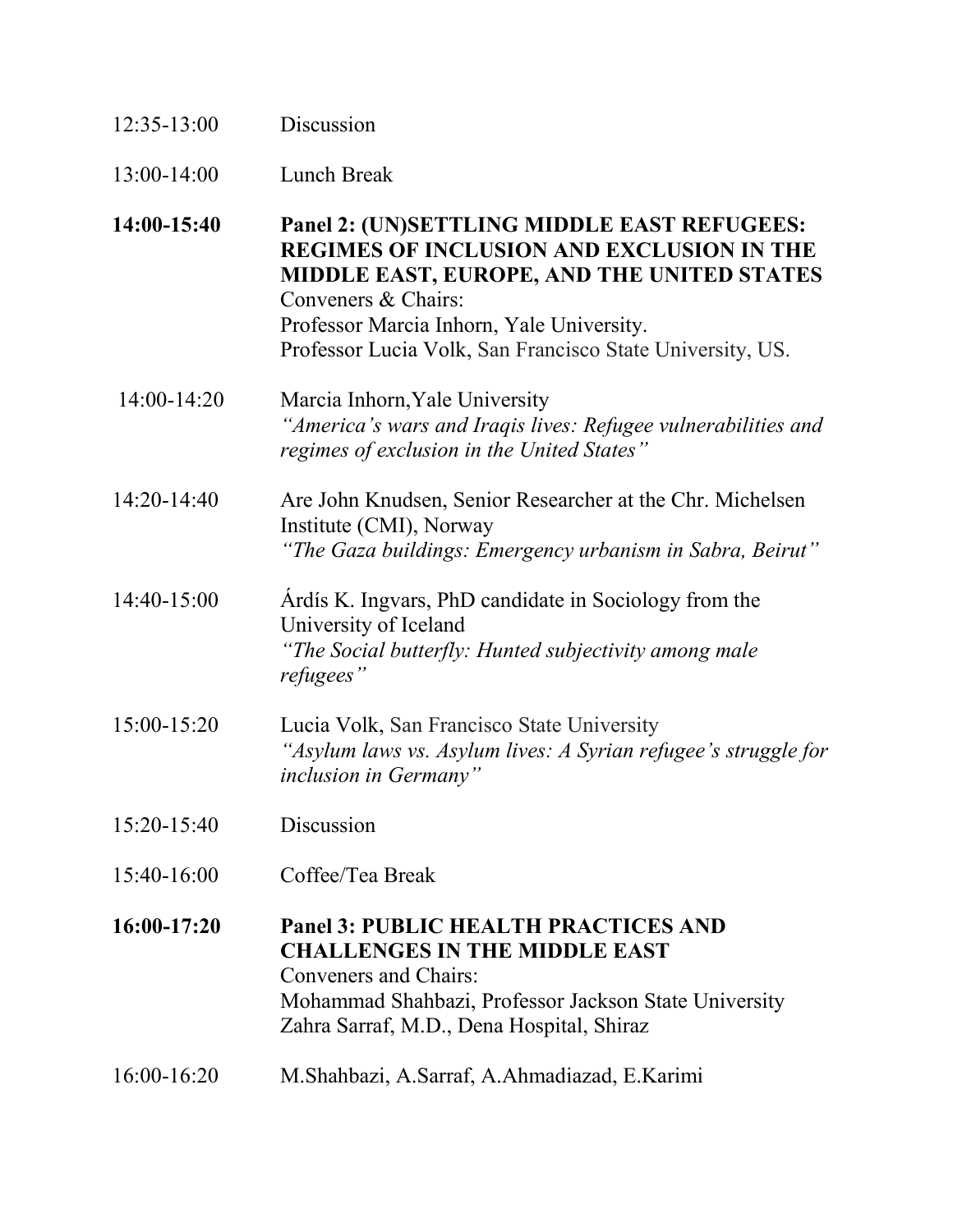12:35-13:00 Discussion

13:00-14:00 Lunch Break

**14:00-15:40** **Panel 2: (UN)SETTLING MIDDLE EAST REFUGEES: REGIMES OF INCLUSION AND EXCLUSION IN THE MIDDLE EAST, EUROPE, AND THE UNITED STATES**
Conveners & Chairs:
Professor Marcia Inhorn, Yale University.
Professor Lucia Volk, San Francisco State University, US.

14:00-14:20 Marcia Inhorn,Yale University
*"America's wars and Iraqis lives: Refugee vulnerabilities and regimes of exclusion in the United States"*

14:20-14:40 Are John Knudsen, Senior Researcher at the Chr. Michelsen Institute (CMI), Norway
*"The Gaza buildings: Emergency urbanism in Sabra, Beirut"*

14:40-15:00 Árdís K. Ingvars, PhD candidate in Sociology from the University of Iceland
*"The Social butterfly: Hunted subjectivity among male refugees"*

15:00-15:20 Lucia Volk, San Francisco State University
*"Asylum laws vs. Asylum lives: A Syrian refugee's struggle for inclusion in Germany"*

15:20-15:40 Discussion

15:40-16:00 Coffee/Tea Break

**16:00-17:20** **Panel 3: PUBLIC HEALTH PRACTICES AND CHALLENGES IN THE MIDDLE EAST**
Conveners and Chairs:
Mohammad Shahbazi, Professor Jackson State University
Zahra Sarraf, M.D., Dena Hospital, Shiraz

16:00-16:20 M.Shahbazi, A.Sarraf, A.Ahmadiazad, E.Karimi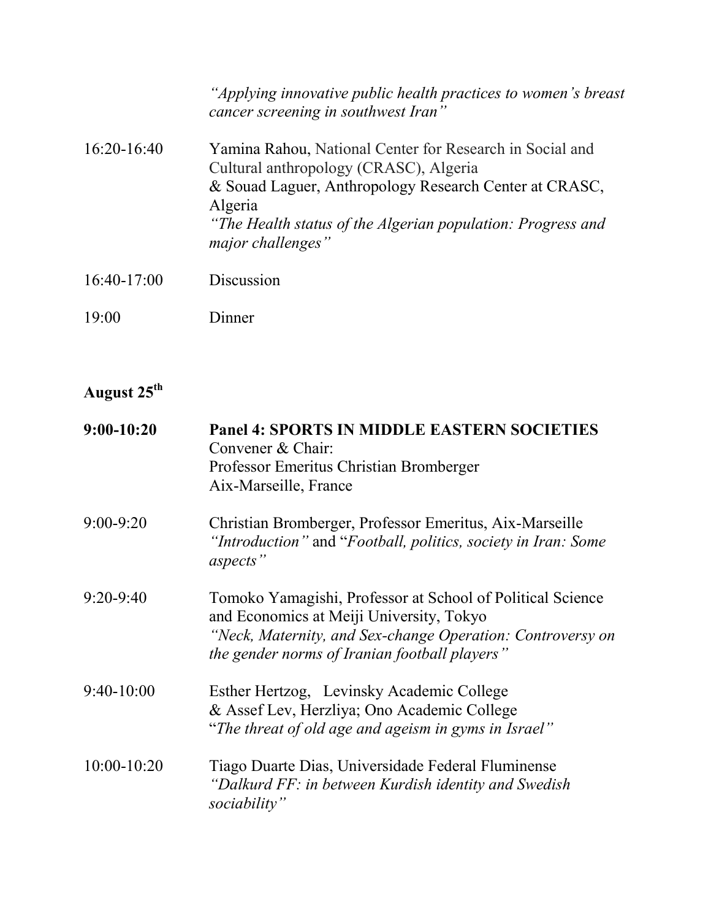*"Applying innovative public health practices to women's breast cancer screening in southwest Iran"*

16:20-16:40 Yamina Rahou, National Center for Research in Social and Cultural anthropology (CRASC), Algeria
& Souad Laguer, Anthropology Research Center at CRASC, Algeria
*"The Health status of the Algerian population: Progress and major challenges"*

16:40-17:00 Discussion

19:00 Dinner

**August 25th**

**9:00-10:20** **Panel 4: SPORTS IN MIDDLE EASTERN SOCIETIES**
Convener & Chair:
Professor Emeritus Christian Bromberger
Aix-Marseille, France

9:00-9:20 Christian Bromberger, Professor Emeritus, Aix-Marseille
*"Introduction"* and "*Football, politics, society in Iran: Some aspects"*

9:20-9:40 Tomoko Yamagishi, Professor at School of Political Science and Economics at Meiji University, Tokyo
*"Neck, Maternity, and Sex-change Operation: Controversy on the gender norms of Iranian football players"*

9:40-10:00 Esther Hertzog, Levinsky Academic College
& Assef Lev, Herzliya; Ono Academic College
"*The threat of old age and ageism in gyms in Israel"*

10:00-10:20 Tiago Duarte Dias, Universidade Federal Fluminense
*"Dalkurd FF: in between Kurdish identity and Swedish sociability"*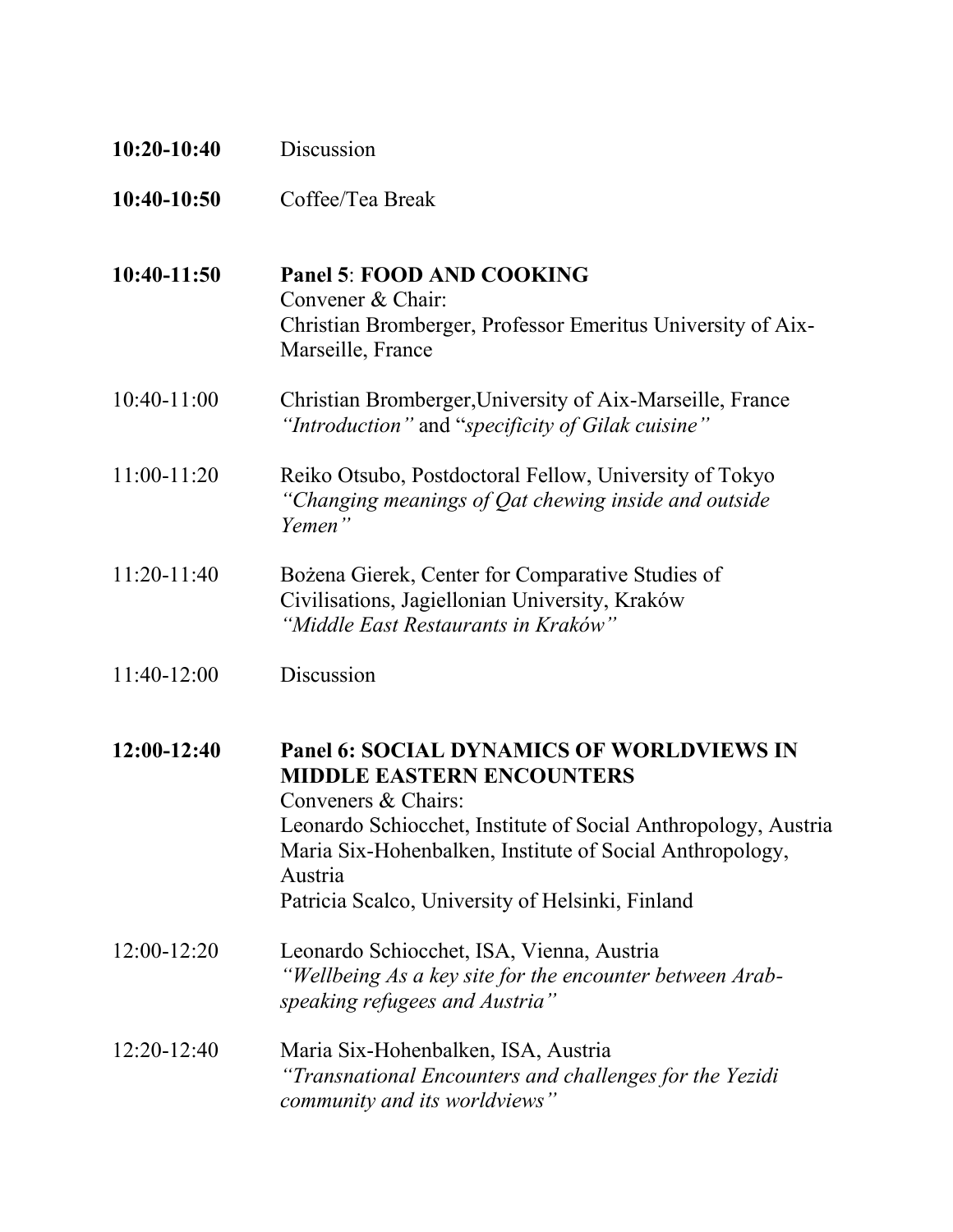**10:20-10:40** Discussion

**10:40-10:50** Coffee/Tea Break

**10:40-11:50** **Panel 5**: **FOOD AND COOKING**
Convener & Chair:
Christian Bromberger, Professor Emeritus University of Aix-Marseille, France

10:40-11:00 Christian Bromberger,University of Aix-Marseille, France
*"Introduction"* and "*specificity of Gilak cuisine"*

11:00-11:20 Reiko Otsubo, Postdoctoral Fellow, University of Tokyo
*"Changing meanings of Qat chewing inside and outside Yemen"*

11:20-11:40 Bożena Gierek, Center for Comparative Studies of Civilisations, Jagiellonian University, Kraków
*"Middle East Restaurants in Kraków"*

11:40-12:00 Discussion

**12:00-12:40** **Panel 6: SOCIAL DYNAMICS OF WORLDVIEWS IN MIDDLE EASTERN ENCOUNTERS**
Conveners & Chairs:
Leonardo Schiocchet, Institute of Social Anthropology, Austria
Maria Six-Hohenbalken, Institute of Social Anthropology, Austria
Patricia Scalco, University of Helsinki, Finland

12:00-12:20 Leonardo Schiocchet, ISA, Vienna, Austria
*"Wellbeing As a key site for the encounter between Arab-speaking refugees and Austria"*

12:20-12:40 Maria Six-Hohenbalken, ISA, Austria
*"Transnational Encounters and challenges for the Yezidi community and its worldviews"*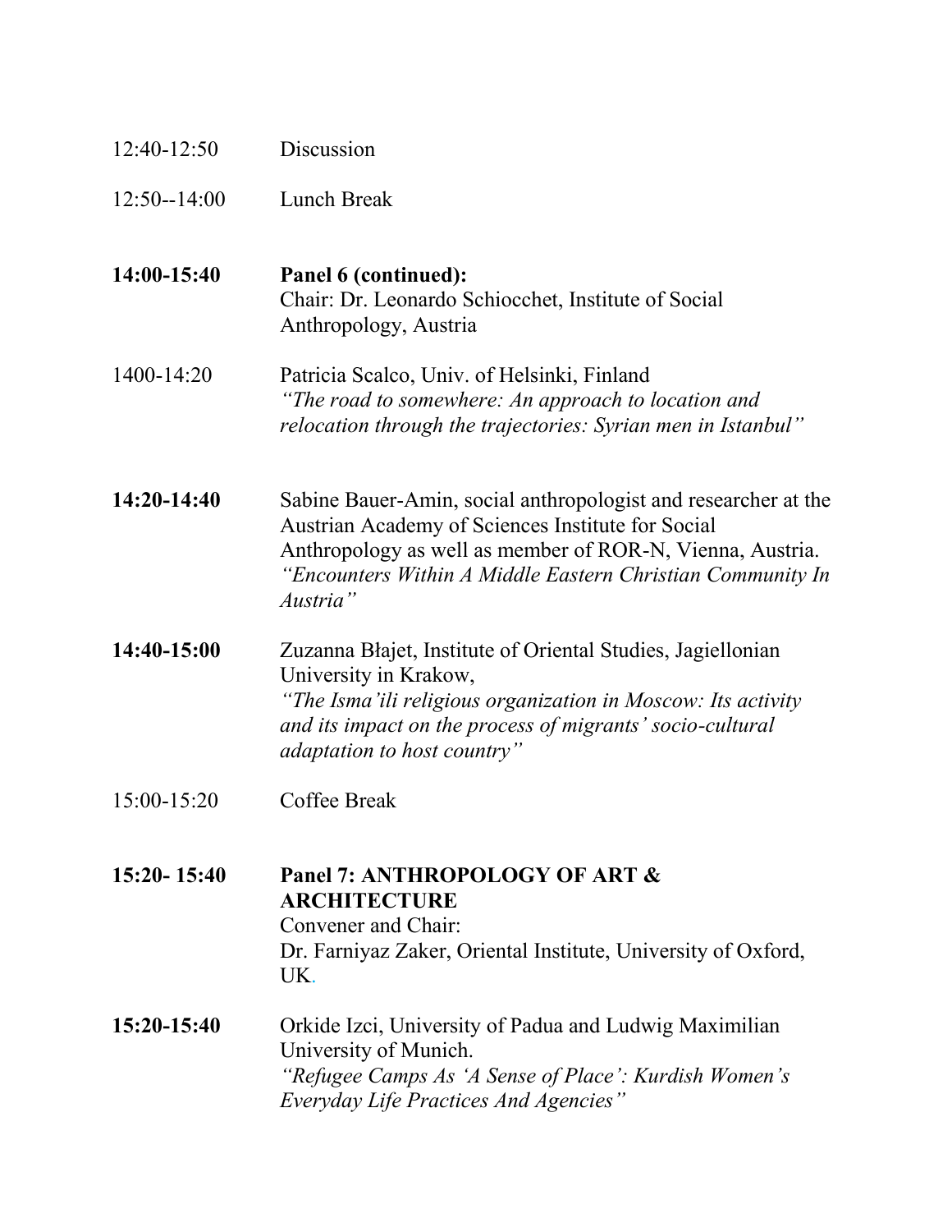| | |
|---|---|
| 12:40-12:50 | Discussion |
| 12:50--14:00 | Lunch Break |
| **14:00-15:40** | **Panel 6 (continued):**<br>Chair: Dr. Leonardo Schiocchet, Institute of Social Anthropology, Austria |
| 1400-14:20 | Patricia Scalco, Univ. of Helsinki, Finland<br>*"The road to somewhere: An approach to location and relocation through the trajectories: Syrian men in Istanbul"* |
| **14:20-14:40** | Sabine Bauer-Amin, social anthropologist and researcher at the Austrian Academy of Sciences Institute for Social Anthropology as well as member of ROR-N, Vienna, Austria.<br>*"Encounters Within A Middle Eastern Christian Community In Austria"* |
| **14:40-15:00** | Zuzanna Błajet, Institute of Oriental Studies, Jagiellonian University in Krakow,<br>*"The Isma'ili religious organization in Moscow: Its activity and its impact on the process of migrants' socio-cultural adaptation to host country"* |
| 15:00-15:20 | Coffee Break |
| **15:20- 15:40** | **Panel 7: ANTHROPOLOGY OF ART & ARCHITECTURE**<br>Convener and Chair:<br>Dr. Farniyaz Zaker, Oriental Institute, University of Oxford, UK. |
| **15:20-15:40** | Orkide Izci, University of Padua and Ludwig Maximilian University of Munich.<br>*"Refugee Camps As 'A Sense of Place': Kurdish Women's Everyday Life Practices And Agencies"* |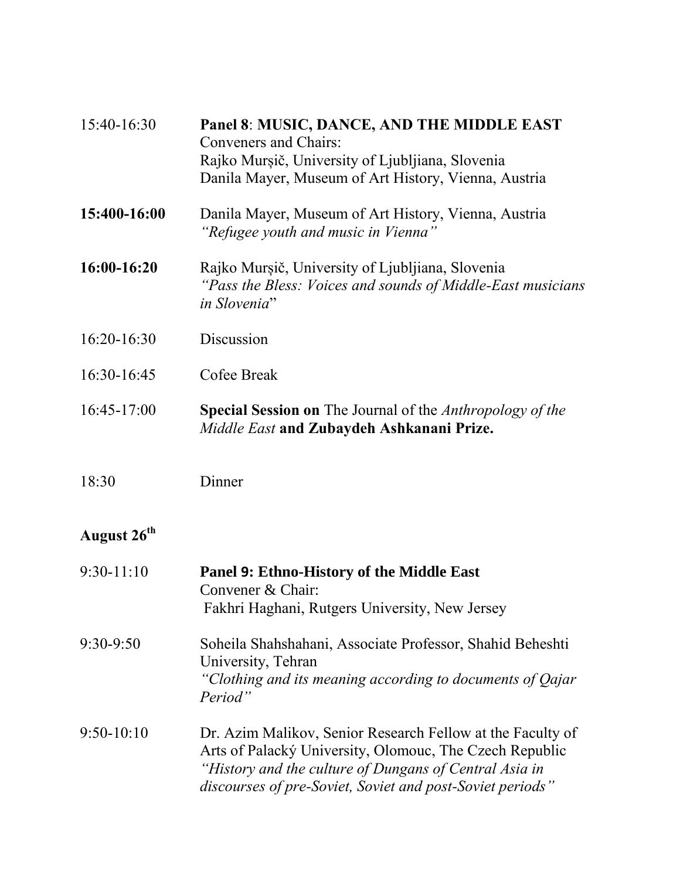15:40-16:30 **Panel 8**: **MUSIC, DANCE, AND THE MIDDLE EAST**
Conveners and Chairs:
Rajko Murşič, University of Ljubljana, Slovenia
Danila Mayer, Museum of Art History, Vienna, Austria

**15:400-16:00** Danila Mayer, Museum of Art History, Vienna, Austria
*"Refugee youth and music in Vienna"*

**16:00-16:20** Rajko Murşič, University of Ljubljana, Slovenia
*"Pass the Bless: Voices and sounds of Middle-East musicians in Slovenia"*

16:20-16:30 Discussion

16:30-16:45 Cofee Break

16:45-17:00 **Special Session on** The Journal of the *Anthropology of the Middle East* **and Zubaydeh Ashkanani Prize.**

18:30 Dinner

**August 26th**

9:30-11:10 **Panel 9: Ethno-History of the Middle East**
Convener & Chair:
Fakhri Haghani, Rutgers University, New Jersey

9:30-9:50 Soheila Shahshahani, Associate Professor, Shahid Beheshti University, Tehran
*"Clothing and its meaning according to documents of Qajar Period"*

9:50-10:10 Dr. Azim Malikov, Senior Research Fellow at the Faculty of Arts of Palacký University, Olomouc, The Czech Republic
*"History and the culture of Dungans of Central Asia in discourses of pre-Soviet, Soviet and post-Soviet periods"*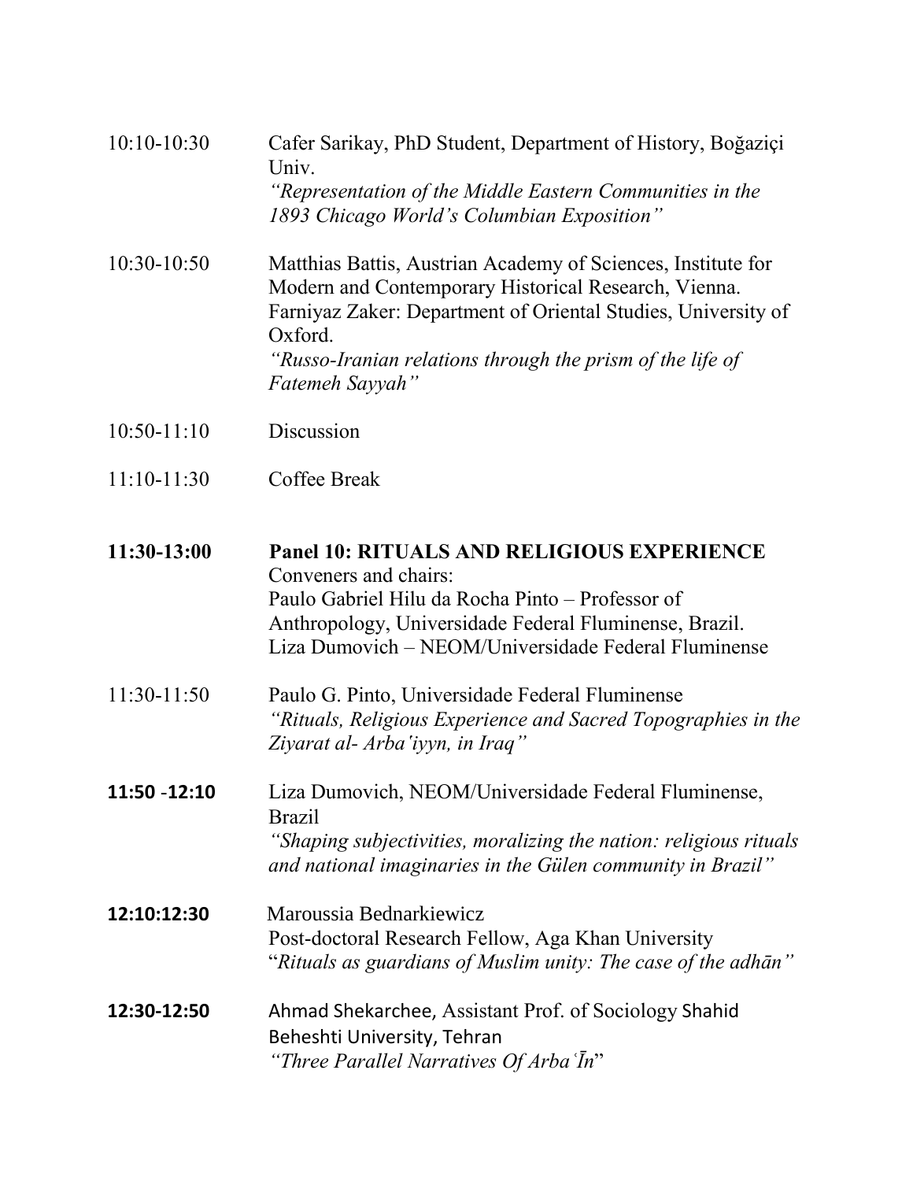10:10-10:30 Cafer Sarikay, PhD Student, Department of History, Boğaziçi Univ.
*"Representation of the Middle Eastern Communities in the 1893 Chicago World's Columbian Exposition"*

10:30-10:50 Matthias Battis, Austrian Academy of Sciences, Institute for Modern and Contemporary Historical Research, Vienna.
Farniyaz Zaker: Department of Oriental Studies, University of Oxford.
*"Russo-Iranian relations through the prism of the life of Fatemeh Sayyah"*

10:50-11:10 Discussion

11:10-11:30 Coffee Break

**11:30-13:00** **Panel 10: RITUALS AND RELIGIOUS EXPERIENCE**
Conveners and chairs:
Paulo Gabriel Hilu da Rocha Pinto – Professor of Anthropology, Universidade Federal Fluminense, Brazil.
Liza Dumovich – NEOM/Universidade Federal Fluminense

11:30-11:50 Paulo G. Pinto, Universidade Federal Fluminense
*"Rituals, Religious Experience and Sacred Topographies in the Ziyarat al- Arba'iyyn, in Iraq"*

**11:50 -12:10** Liza Dumovich, NEOM/Universidade Federal Fluminense, Brazil
*"Shaping subjectivities, moralizing the nation: religious rituals and national imaginaries in the Gülen community in Brazil"*

**12:10:12:30** Maroussia Bednarkiewicz
Post-doctoral Research Fellow, Aga Khan University
"*Rituals as guardians of Muslim unity: The case of the adhān"*

**12:30-12:50** Ahmad Shekarchee, Assistant Prof. of Sociology Shahid Beheshti University, Tehran
*"Three Parallel Narratives Of ArbaʿĪn*"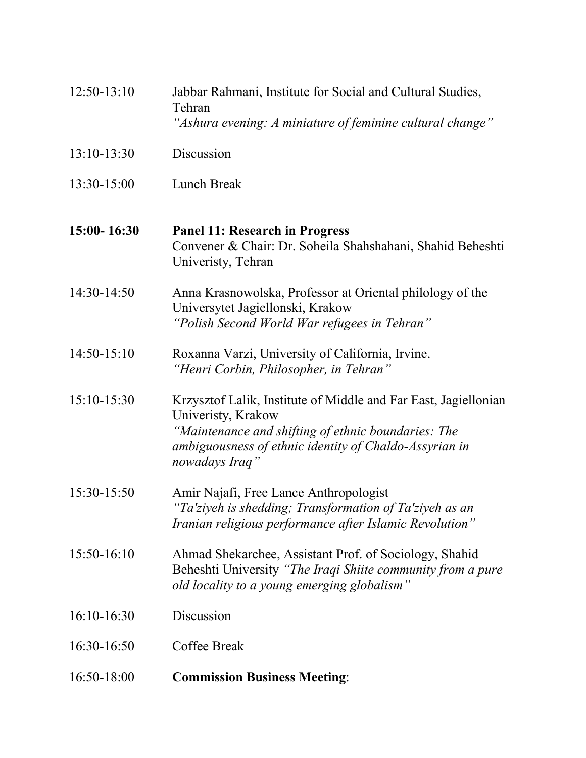12:50-13:10 Jabbar Rahmani, Institute for Social and Cultural Studies, Tehran
*"Ashura evening: A miniature of feminine cultural change"*

13:10-13:30 Discussion

13:30-15:00 Lunch Break

**15:00- 16:30** **Panel 11: Research in Progress**
Convener & Chair: Dr. Soheila Shahshahani, Shahid Beheshti Univeristy, Tehran

14:30-14:50 Anna Krasnowolska, Professor at Oriental philology of the Universytet Jagiellonski, Krakow
*"Polish Second World War refugees in Tehran"*

14:50-15:10 Roxanna Varzi, University of California, Irvine.
*"Henri Corbin, Philosopher, in Tehran"*

15:10-15:30 Krzysztof Lalik, Institute of Middle and Far East, Jagiellonian Univeristy, Krakow
*"Maintenance and shifting of ethnic boundaries: The ambiguousness of ethnic identity of Chaldo-Assyrian in nowadays Iraq"*

15:30-15:50 Amir Najafi, Free Lance Anthropologist
*"Ta'ziyeh is shedding; Transformation of Ta'ziyeh as an Iranian religious performance after Islamic Revolution"*

15:50-16:10 Ahmad Shekarchee, Assistant Prof. of Sociology, Shahid Beheshti University *"The Iraqi Shiite community from a pure old locality to a young emerging globalism"*

16:10-16:30 Discussion

16:30-16:50 Coffee Break

16:50-18:00 **Commission Business Meeting**: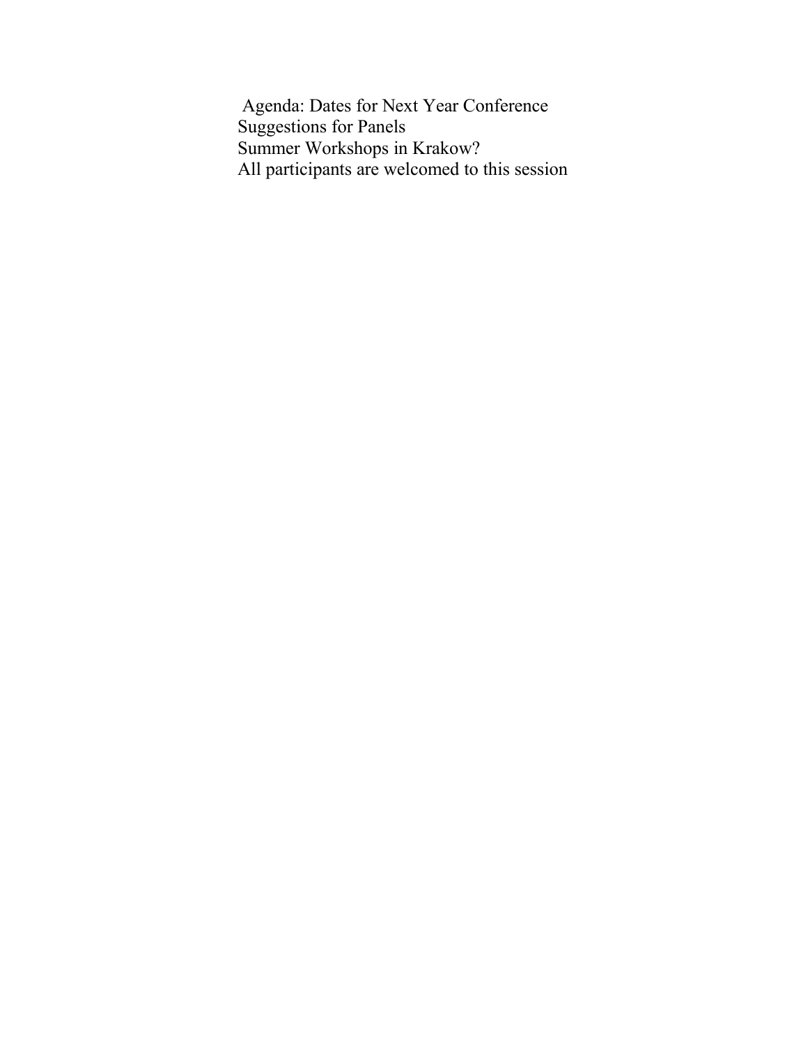Agenda: Dates for Next Year Conference
Suggestions for Panels
Summer Workshops in Krakow?
All participants are welcomed to this session